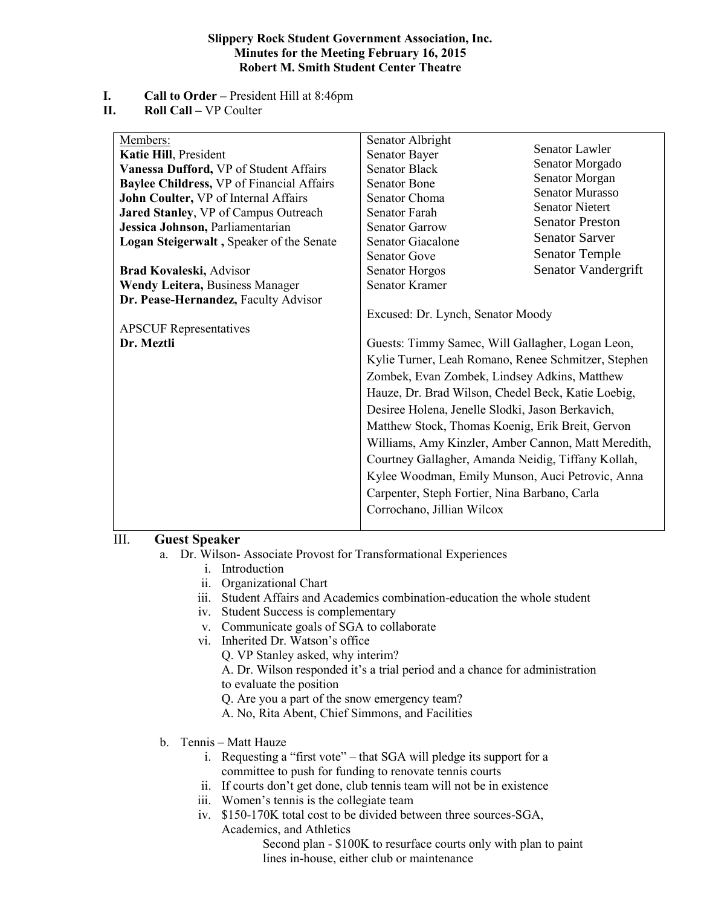**Slippery Rock Student Government Association, Inc.**
**Minutes for the Meeting February 16, 2015**
**Robert M. Smith Student Center Theatre**

**I. Call to Order –** President Hill at 8:46pm

**II. Roll Call –** VP Coulter

| Members: | | |
|---|---|---|
| **Katie Hill**, President | Senator Albright | Senator Lawler |
| **Vanessa Dufford,** VP of Student Affairs | Senator Bayer | Senator Morgado |
| **Baylee Childress,** VP of Financial Affairs | Senator Black | Senator Morgan |
| **John Coulter,** VP of Internal Affairs | Senator Bone | Senator Murasso |
| **Jared Stanley**, VP of Campus Outreach | Senator Choma | Senator Nietert |
| **Jessica Johnson,** Parliamentarian | Senator Farah | Senator Preston |
| **Logan Steigerwalt ,** Speaker of the Senate | Senator Garrow | Senator Sarver |
| | Senator Giacalone | Senator Temple |
| **Brad Kovaleski,** Advisor | Senator Gove | Senator Vandergrift |
| **Wendy Leitera,** Business Manager | Senator Horgos | |
| **Dr. Pease-Hernandez,** Faculty Advisor | Senator Kramer | |
| | Excused: Dr. Lynch, Senator Moody | |
| APSCUF Representatives | | |
| **Dr. Meztli** | Guests: Timmy Samec, Will Gallagher, Logan Leon, Kylie Turner, Leah Romano, Renee Schmitzer, Stephen Zombek, Evan Zombek, Lindsey Adkins, Matthew Hauze, Dr. Brad Wilson, Chedel Beck, Katie Loebig, Desiree Holena, Jenelle Slodki, Jason Berkavich, Matthew Stock, Thomas Koenig, Erik Breit, Gervon Williams, Amy Kinzler, Amber Cannon, Matt Meredith, Courtney Gallagher, Amanda Neidig, Tiffany Kollah, Kylee Woodman, Emily Munson, Auci Petrovic, Anna Carpenter, Steph Fortier, Nina Barbano, Carla Corrochano, Jillian Wilcox | |

**III. Guest Speaker**

a. Dr. Wilson- Associate Provost for Transformational Experiences
   i. Introduction
   ii. Organizational Chart
   iii. Student Affairs and Academics combination-education the whole student
   iv. Student Success is complementary
   v. Communicate goals of SGA to collaborate
   vi. Inherited Dr. Watson's office
      Q. VP Stanley asked, why interim?
      A. Dr. Wilson responded it's a trial period and a chance for administration to evaluate the position
      Q. Are you a part of the snow emergency team?
      A. No, Rita Abent, Chief Simmons, and Facilities

b. Tennis – Matt Hauze
   i. Requesting a "first vote" – that SGA will pledge its support for a committee to push for funding to renovate tennis courts
   ii. If courts don't get done, club tennis team will not be in existence
   iii. Women's tennis is the collegiate team
   iv. $150-170K total cost to be divided between three sources-SGA, Academics, and Athletics
      Second plan - $100K to resurface courts only with plan to paint lines in-house, either club or maintenance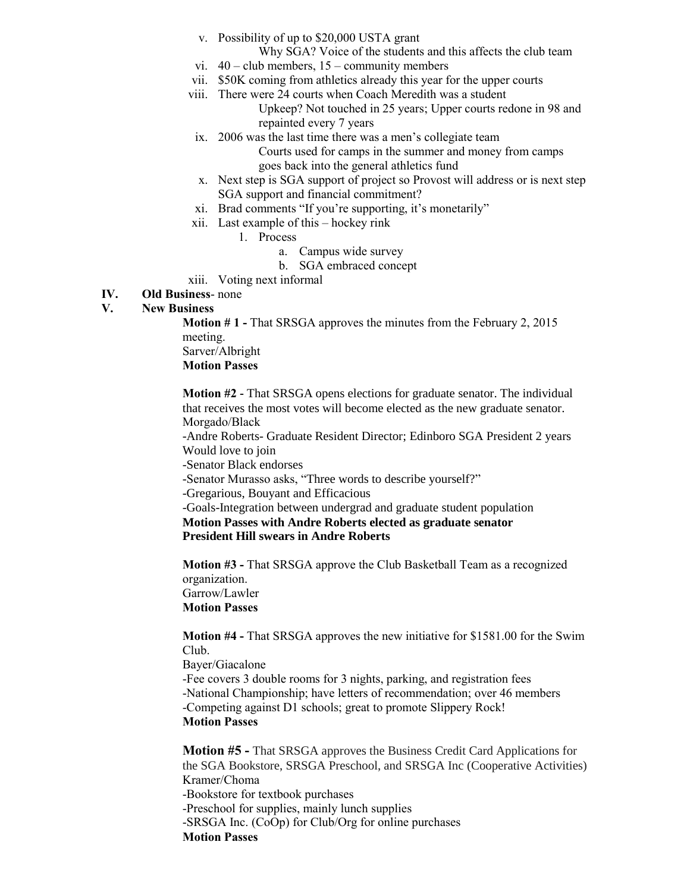v. Possibility of up to $20,000 USTA grant

   Why SGA? Voice of the students and this affects the club team

vi. 40 – club members, 15 – community members

vii. $50K coming from athletics already this year for the upper courts

viii. There were 24 courts when Coach Meredith was a student

   Upkeep? Not touched in 25 years; Upper courts redone in 98 and repainted every 7 years

ix. 2006 was the last time there was a men's collegiate team

   Courts used for camps in the summer and money from camps goes back into the general athletics fund

x. Next step is SGA support of project so Provost will address or is next step SGA support and financial commitment?

xi. Brad comments "If you're supporting, it's monetarily"

xii. Last example of this – hockey rink

   1. Process
      a. Campus wide survey
      b. SGA embraced concept

xiii. Voting next informal

**IV. Old Business**- none

**V. New Business**

**Motion # 1 -** That SRSGA approves the minutes from the February 2, 2015 meeting.
Sarver/Albright
**Motion Passes**

**Motion #2 -** That SRSGA opens elections for graduate senator. The individual that receives the most votes will become elected as the new graduate senator.
Morgado/Black
-Andre Roberts- Graduate Resident Director; Edinboro SGA President 2 years Would love to join
-Senator Black endorses
-Senator Murasso asks, "Three words to describe yourself?"
-Gregarious, Bouyant and Efficacious
-Goals-Integration between undergrad and graduate student population
**Motion Passes with Andre Roberts elected as graduate senator**
**President Hill swears in Andre Roberts**

**Motion #3 -** That SRSGA approve the Club Basketball Team as a recognized organization.
Garrow/Lawler
**Motion Passes**

**Motion #4 -** That SRSGA approves the new initiative for $1581.00 for the Swim Club.
Bayer/Giacalone
-Fee covers 3 double rooms for 3 nights, parking, and registration fees
-National Championship; have letters of recommendation; over 46 members
-Competing against D1 schools; great to promote Slippery Rock!
**Motion Passes**

**Motion #5 -** That SRSGA approves the Business Credit Card Applications for the SGA Bookstore, SRSGA Preschool, and SRSGA Inc (Cooperative Activities)
Kramer/Choma
-Bookstore for textbook purchases
-Preschool for supplies, mainly lunch supplies
-SRSGA Inc. (CoOp) for Club/Org for online purchases
**Motion Passes**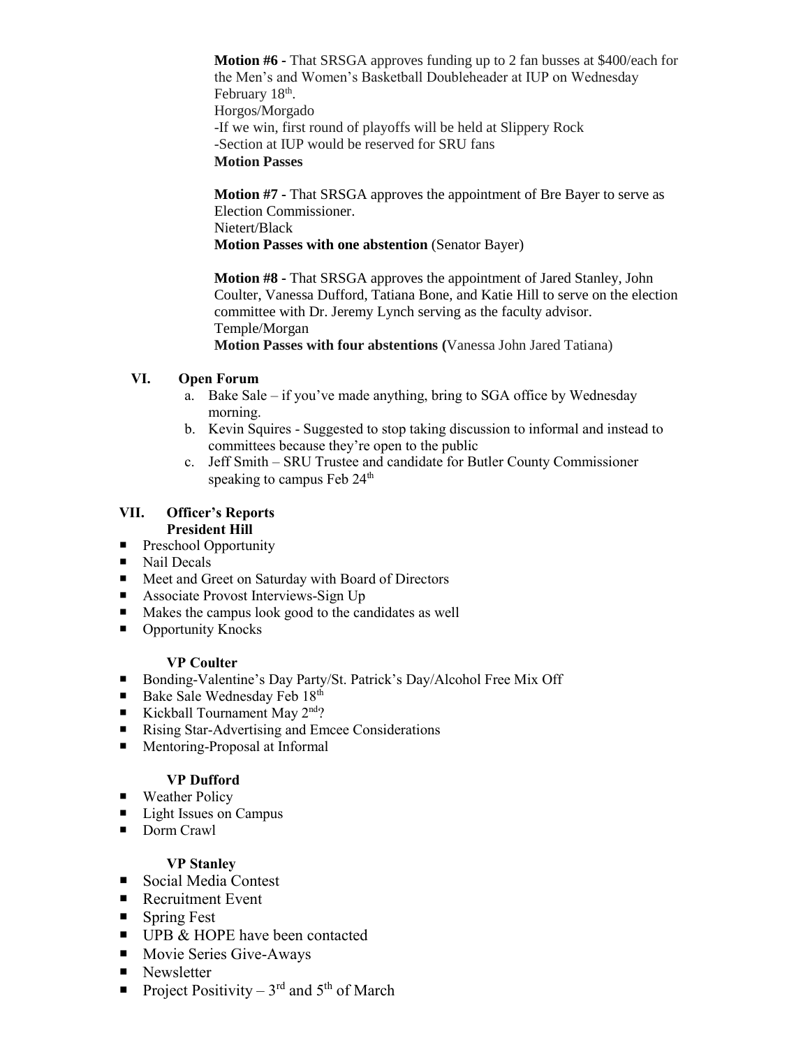**Motion #6 -** That SRSGA approves funding up to 2 fan busses at $400/each for the Men's and Women's Basketball Doubleheader at IUP on Wednesday February 18th.
Horgos/Morgado
-If we win, first round of playoffs will be held at Slippery Rock
-Section at IUP would be reserved for SRU fans
**Motion Passes**

**Motion #7 -** That SRSGA approves the appointment of Bre Bayer to serve as Election Commissioner.
Nietert/Black
**Motion Passes with one abstention** (Senator Bayer)

**Motion #8 -** That SRSGA approves the appointment of Jared Stanley, John Coulter, Vanessa Dufford, Tatiana Bone, and Katie Hill to serve on the election committee with Dr. Jeremy Lynch serving as the faculty advisor.
Temple/Morgan
**Motion Passes with four abstentions (**Vanessa John Jared Tatiana)

## VI. Open Forum

a. Bake Sale – if you've made anything, bring to SGA office by Wednesday morning.
b. Kevin Squires - Suggested to stop taking discussion to informal and instead to committees because they're open to the public
c. Jeff Smith – SRU Trustee and candidate for Butler County Commissioner speaking to campus Feb 24th

## VII. Officer's Reports

**President Hill**

- Preschool Opportunity
- Nail Decals
- Meet and Greet on Saturday with Board of Directors
- Associate Provost Interviews-Sign Up
- Makes the campus look good to the candidates as well
- Opportunity Knocks

**VP Coulter**

- Bonding-Valentine's Day Party/St. Patrick's Day/Alcohol Free Mix Off
- Bake Sale Wednesday Feb 18th
- Kickball Tournament May 2nd?
- Rising Star-Advertising and Emcee Considerations
- Mentoring-Proposal at Informal

**VP Dufford**

- Weather Policy
- Light Issues on Campus
- Dorm Crawl

**VP Stanley**

- Social Media Contest
- Recruitment Event
- Spring Fest
- UPB & HOPE have been contacted
- Movie Series Give-Aways
- Newsletter
- Project Positivity – 3rd and 5th of March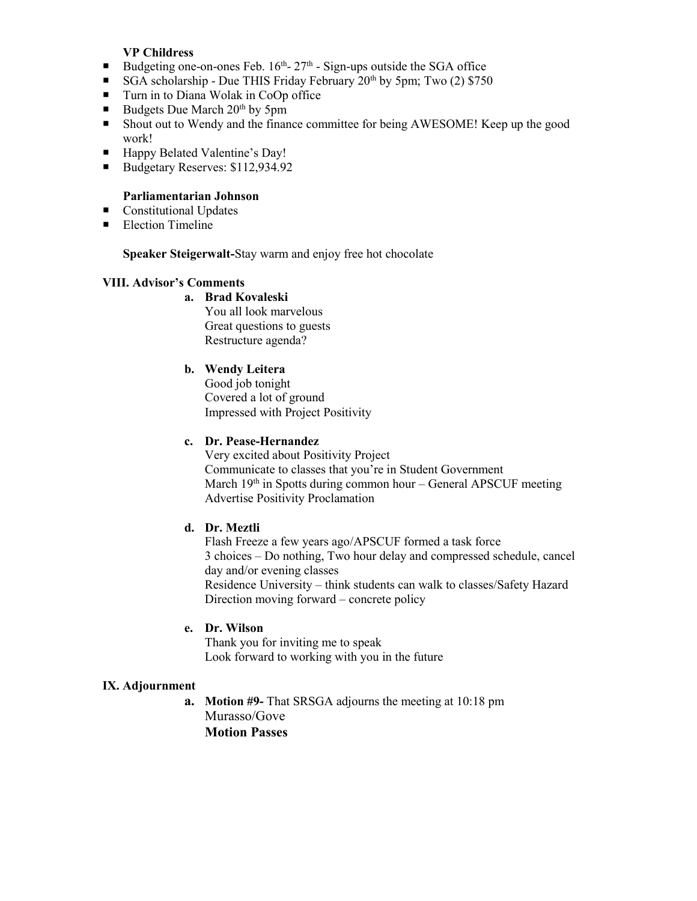**VP Childress**

- Budgeting one-on-ones Feb. 16th- 27th - Sign-ups outside the SGA office
- SGA scholarship - Due THIS Friday February 20th by 5pm; Two (2) $750
- Turn in to Diana Wolak in CoOp office
- Budgets Due March 20th by 5pm
- Shout out to Wendy and the finance committee for being AWESOME! Keep up the good work!
- Happy Belated Valentine's Day!
- Budgetary Reserves: $112,934.92

**Parliamentarian Johnson**

- Constitutional Updates
- Election Timeline

**Speaker Steigerwalt-**Stay warm and enjoy free hot chocolate

**VIII. Advisor's Comments**

a. **Brad Kovaleski**
You all look marvelous
Great questions to guests
Restructure agenda?

b. **Wendy Leitera**
Good job tonight
Covered a lot of ground
Impressed with Project Positivity

c. **Dr. Pease-Hernandez**
Very excited about Positivity Project
Communicate to classes that you're in Student Government
March 19th in Spotts during common hour – General APSCUF meeting
Advertise Positivity Proclamation

d. **Dr. Meztli**
Flash Freeze a few years ago/APSCUF formed a task force
3 choices – Do nothing, Two hour delay and compressed schedule, cancel day and/or evening classes
Residence University – think students can walk to classes/Safety Hazard
Direction moving forward – concrete policy

e. **Dr. Wilson**
Thank you for inviting me to speak
Look forward to working with you in the future

**IX. Adjournment**

a. **Motion #9-** That SRSGA adjourns the meeting at 10:18 pm
Murasso/Gove
**Motion Passes**